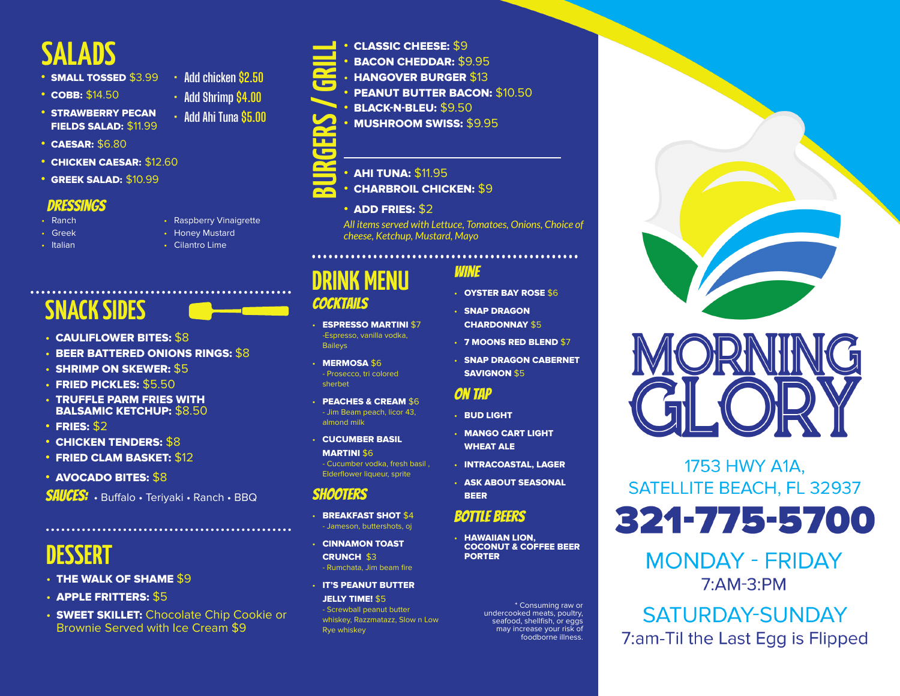## SALADS

- **SMALL TOSSED** $3.99
- **COBB:** $14.50
- **STRAWBERRY PECAN FIELDS SALAD:** $11.99
- **CAESAR:** $6.80
- **CHICKEN CAESAR:** $12.60
- **GREEK SALAD:** $10.99

- Add chicken $2.50
- Add Shrimp $4.00
- Add Ahi Tuna $5.00

### DRESSINGS

- Ranch
- Greek
- Italian
- Raspberry Vinaigrette
- Honey Mustard
- Cilantro Lime

## SNACK SIDES

- **CAULIFLOWER BITES:** $8
- **BEER BATTERED ONIONS RINGS:** $8
- **SHRIMP ON SKEWER:** $5
- **FRIED PICKLES:** $5.50
- **TRUFFLE PARM FRIES WITH BALSAMIC KETCHUP:** $8.50
- **FRIES:** $2
- **CHICKEN TENDERS:** $8
- **FRIED CLAM BASKET:** $12
- **AVOCADO BITES:** $8

**SAUCES:** • Buffalo • Teriyaki • Ranch • BBQ

## DESSERT

- **THE WALK OF SHAME** $9
- **APPLE FRITTERS:** $5
- **SWEET SKILLET:** Chocolate Chip Cookie or Brownie Served with Ice Cream $9

## BURGERS / GRILL

- **CLASSIC CHEESE:** $9
- **BACON CHEDDAR:** $9.95
- **HANGOVER BURGER** $13
- **PEANUT BUTTER BACON:** $10.50
- **BLACK-N-BLEU:** $9.50
- **MUSHROOM SWISS:** $9.95

- **AHI TUNA:** $11.95
- **CHARBROIL CHICKEN:** $9

- **ADD FRIES:** $2

*All items served with Lettuce, Tomatoes, Onions, Choice of cheese, Ketchup, Mustard, Mayo*

## DRINK MENU

### COCKTAILS

- **ESPRESSO MARTINI** $7
  -Espresso, vanilla vodka, Baileys
- **MERMOSA** $6
  - Prosecco, tri colored sherbet
- **PEACHES & CREAM** $6
  - Jim Beam peach, licor 43, almond milk
- **CUCUMBER BASIL MARTINI** $6
  - Cucumber vodka, fresh basil , Elderflower liqueur, sprite

### SHOOTERS

- **BREAKFAST SHOT** $4
  - Jameson, buttershots, oj
- **CINNAMON TOAST CRUNCH** $3
  - Rumchata, Jim beam fire
- **IT'S PEANUT BUTTER JELLY TIME!** $5
  - Screwball peanut butter whiskey, Razzmatazz, Slow n Low Rye whiskey

### WINE

- **OYSTER BAY ROSE** $6
- **SNAP DRAGON CHARDONNAY** $5
- **7 MOONS RED BLEND** $7
- **SNAP DRAGON CABERNET SAVIGNON** $5

### ON TAP

- **BUD LIGHT**
- **MANGO CART LIGHT WHEAT ALE**
- **INTRACOASTAL, LAGER**
- **ASK ABOUT SEASONAL BEER**

### BOTTLE BEERS

- **HAWAIIAN LION, COCONUT & COFFEE BEER PORTER**

\* Consuming raw or undercooked meats, poultry, seafood, shellfish, or eggs may increase your risk of foodborne illness.

# MORNING GLORY

1753 HWY A1A,
SATELLITE BEACH, FL 32937

**321-775-5700**

MONDAY - FRIDAY
7:AM-3:PM

SATURDAY-SUNDAY
7:am-Til the Last Egg is Flipped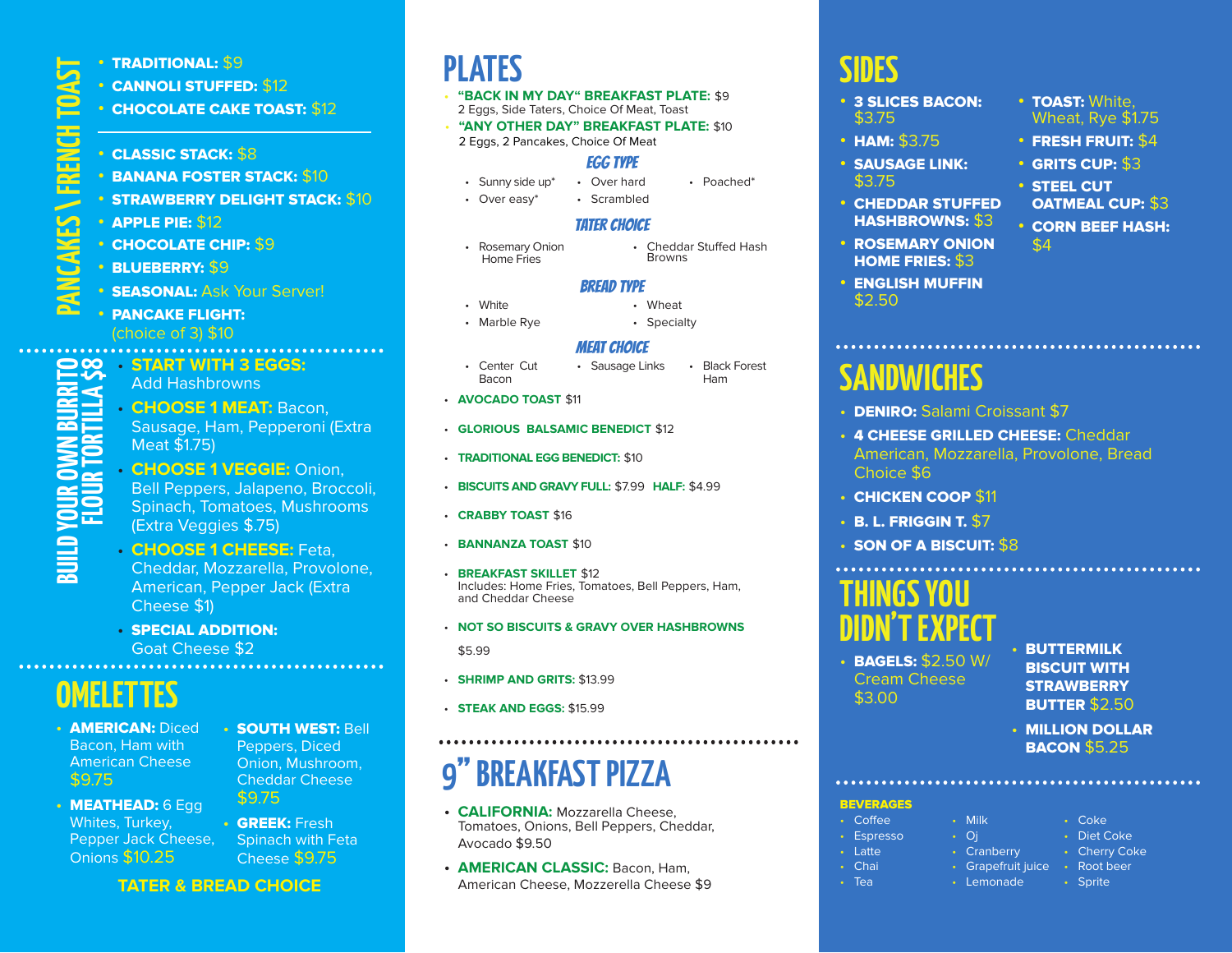## PANCAKES \ FRENCH TOAST

- **TRADITIONAL:** $9
- **CANNOLI STUFFED:** $12
- **CHOCOLATE CAKE TOAST:** $12

- **CLASSIC STACK:** $8
- **BANANA FOSTER STACK:** $10
- **STRAWBERRY DELIGHT STACK:** $10
- **APPLE PIE:** $12
- **CHOCOLATE CHIP:** $9
- **BLUEBERRY:** $9
- **SEASONAL:** Ask Your Server!
- **PANCAKE FLIGHT:** (choice of 3) $10

## BUILD YOUR OWN BURRITO FLOUR TORTILLA $8

- **START WITH 3 EGGS:** Add Hashbrowns
- **CHOOSE 1 MEAT:** Bacon, Sausage, Ham, Pepperoni (Extra Meat $1.75)
- **CHOOSE 1 VEGGIE:** Onion, Bell Peppers, Jalapeno, Broccoli, Spinach, Tomatoes, Mushrooms (Extra Veggies $.75)
- **CHOOSE 1 CHEESE:** Feta, Cheddar, Mozzarella, Provolone, American, Pepper Jack (Extra Cheese $1)
- **SPECIAL ADDITION:** Goat Cheese $2

## OMELETTES

- **AMERICAN:** Diced Bacon, Ham with American Cheese $9.75
- **MEATHEAD:** 6 Egg Whites, Turkey, Pepper Jack Cheese, Onions $10.25
- **SOUTH WEST:** Bell Peppers, Diced Onion, Mushroom, Cheddar Cheese $9.75
- **GREEK:** Fresh Spinach with Feta Cheese $9.75

**TATER & BREAD CHOICE**

## PLATES

- **"BACK IN MY DAY" BREAKFAST PLATE:** $9
  2 Eggs, Side Taters, Choice Of Meat, Toast
- **"ANY OTHER DAY" BREAKFAST PLATE:** $10
  2 Eggs, 2 Pancakes, Choice Of Meat

### EGG TYPE

- Sunny side up*
- Over easy*
- Over hard
- Scrambled
- Poached*

### TATER CHOICE

- Rosemary Onion Home Fries
- Cheddar Stuffed Hash Browns

### BREAD TYPE

- White
- Marble Rye
- Wheat
- Specialty

### MEAT CHOICE

- Center Cut Bacon
- Sausage Links
- Black Forest Ham

- **AVOCADO TOAST** $11
- **GLORIOUS BALSAMIC BENEDICT** $12
- **TRADITIONAL EGG BENEDICT:** $10
- **BISCUITS AND GRAVY FULL:** $7.99 **HALF:** $4.99
- **CRABBY TOAST** $16
- **BANNANZA TOAST** $10
- **BREAKFAST SKILLET** $12
  Includes: Home Fries, Tomatoes, Bell Peppers, Ham, and Cheddar Cheese
- **NOT SO BISCUITS & GRAVY OVER HASHBROWNS** $5.99
- **SHRIMP AND GRITS:** $13.99
- **STEAK AND EGGS:** $15.99

## 9" BREAKFAST PIZZA

- **CALIFORNIA:** Mozzarella Cheese, Tomatoes, Onions, Bell Peppers, Cheddar, Avocado $9.50
- **AMERICAN CLASSIC:** Bacon, Ham, American Cheese, Mozzerella Cheese $9

## SIDES

- **3 SLICES BACON:** $3.75
- **HAM:** $3.75
- **SAUSAGE LINK:** $3.75
- **CHEDDAR STUFFED HASHBROWNS:** $3
- **ROSEMARY ONION HOME FRIES:** $3
- **ENGLISH MUFFIN** $2.50
- **TOAST:** White, Wheat, Rye $1.75
- **FRESH FRUIT:** $4
- **GRITS CUP:** $3
- **STEEL CUT OATMEAL CUP:** $3
- **CORN BEEF HASH:** $4

## SANDWICHES

- **DENIRO:** Salami Croissant $7
- **4 CHEESE GRILLED CHEESE:** Cheddar American, Mozzarella, Provolone, Bread Choice $6
- **CHICKEN COOP** $11
- **B. L. FRIGGIN T.** $7
- **SON OF A BISCUIT:** $8

## THINGS YOU DIDN'T EXPECT

- **BAGELS:** $2.50 W/ Cream Cheese $3.00
- **BUTTERMILK BISCUIT WITH STRAWBERRY BUTTER** $2.50
- **MILLION DOLLAR BACON** $5.25

### BEVERAGES

- Coffee
- Espresso
- Latte
- Chai
- Tea
- Milk
- Oj
- Cranberry
- Grapefruit juice
- Lemonade
- Coke
- Diet Coke
- Cherry Coke
- Root beer
- Sprite